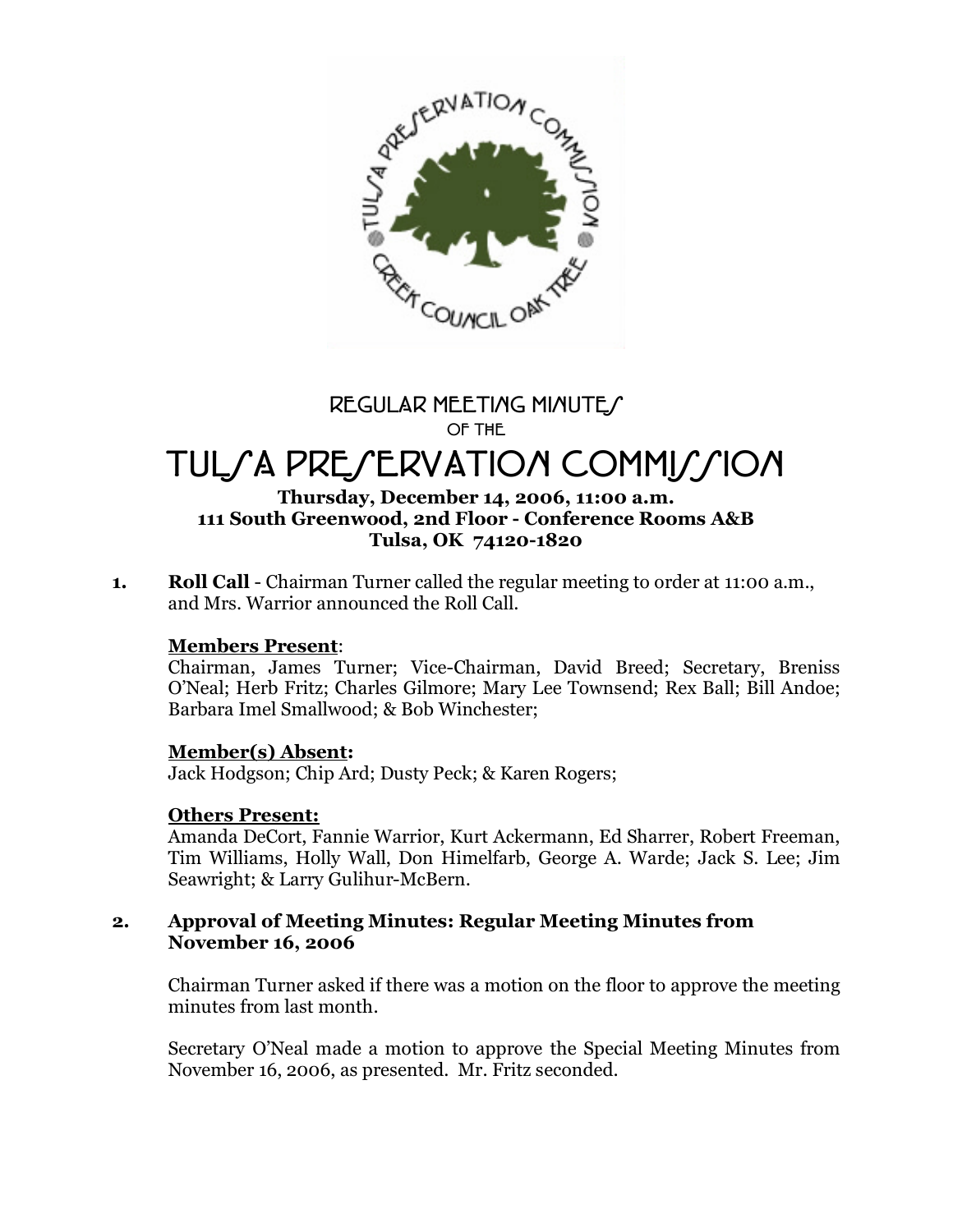# REGULAR MEETING MINUTES

OF THE

# TULSA PRESERVATION COMMISSION

**Thursday, December 14, 2006, 11:00 a.m.**
**111 South Greenwood, 2nd Floor - Conference Rooms A&B**
**Tulsa, OK 74120-1820**

**1. Roll Call** - Chairman Turner called the regular meeting to order at 11:00 a.m., and Mrs. Warrior announced the Roll Call.

**Members Present**:
Chairman, James Turner; Vice-Chairman, David Breed; Secretary, Breniss O'Neal; Herb Fritz; Charles Gilmore; Mary Lee Townsend; Rex Ball; Bill Andoe; Barbara Imel Smallwood; & Bob Winchester;

**Member(s) Absent:**
Jack Hodgson; Chip Ard; Dusty Peck; & Karen Rogers;

**Others Present:**
Amanda DeCort, Fannie Warrior, Kurt Ackermann, Ed Sharrer, Robert Freeman, Tim Williams, Holly Wall, Don Himelfarb, George A. Warde; Jack S. Lee; Jim Seawright; & Larry Gulihur-McBern.

**2. Approval of Meeting Minutes: Regular Meeting Minutes from November 16, 2006**

Chairman Turner asked if there was a motion on the floor to approve the meeting minutes from last month.

Secretary O'Neal made a motion to approve the Special Meeting Minutes from November 16, 2006, as presented. Mr. Fritz seconded.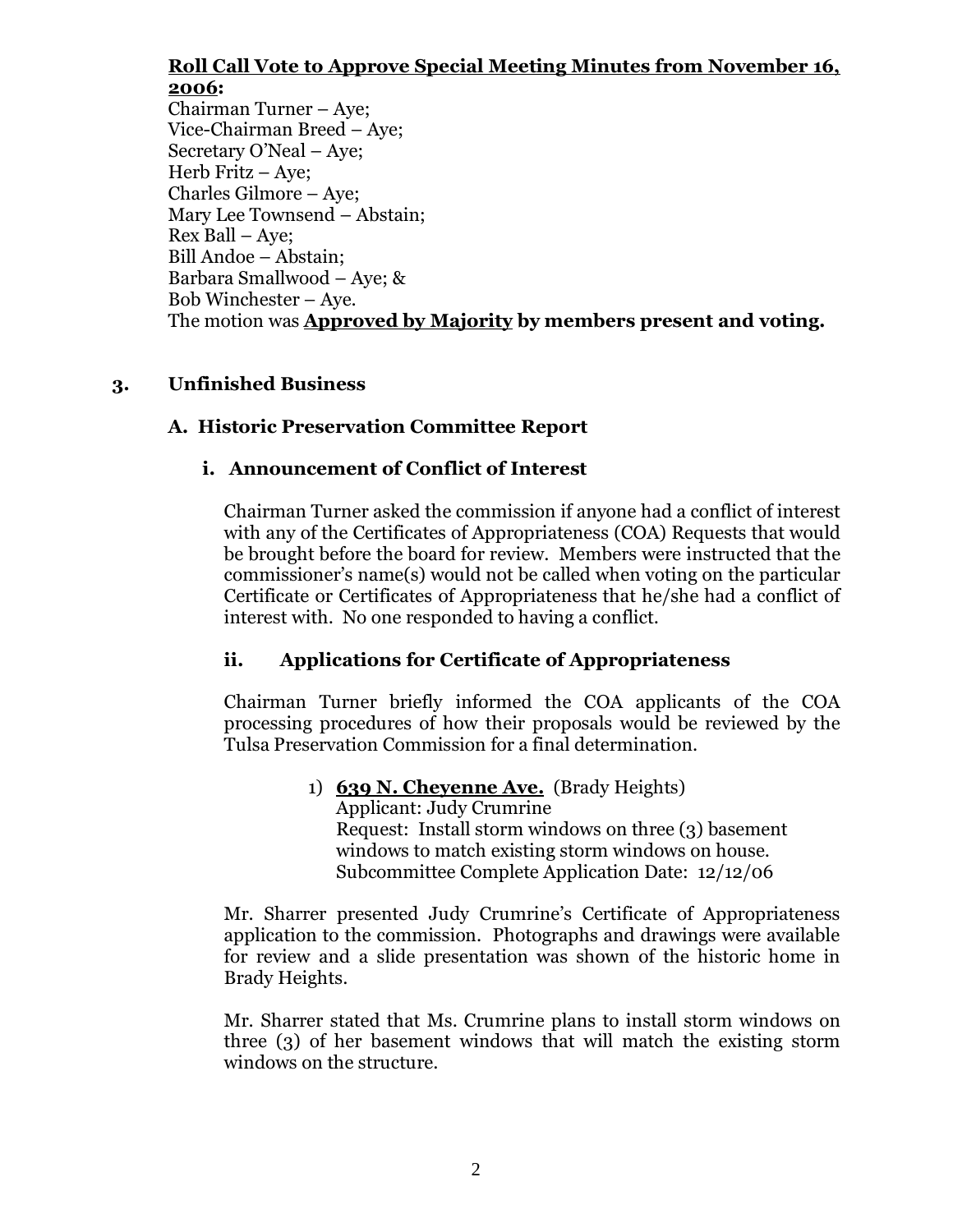**Roll Call Vote to Approve Special Meeting Minutes from November 16, 2006:**
Chairman Turner – Aye;
Vice-Chairman Breed – Aye;
Secretary O'Neal – Aye;
Herb Fritz – Aye;
Charles Gilmore – Aye;
Mary Lee Townsend – Abstain;
Rex Ball – Aye;
Bill Andoe – Abstain;
Barbara Smallwood – Aye; &
Bob Winchester – Aye.
The motion was **Approved by Majority by members present and voting.**

## 3. Unfinished Business

### A. Historic Preservation Committee Report

#### i. Announcement of Conflict of Interest

Chairman Turner asked the commission if anyone had a conflict of interest with any of the Certificates of Appropriateness (COA) Requests that would be brought before the board for review. Members were instructed that the commissioner's name(s) would not be called when voting on the particular Certificate or Certificates of Appropriateness that he/she had a conflict of interest with. No one responded to having a conflict.

#### ii. Applications for Certificate of Appropriateness

Chairman Turner briefly informed the COA applicants of the COA processing procedures of how their proposals would be reviewed by the Tulsa Preservation Commission for a final determination.

1) **639 N. Cheyenne Ave.** (Brady Heights)
Applicant: Judy Crumrine
Request: Install storm windows on three (3) basement windows to match existing storm windows on house.
Subcommittee Complete Application Date: 12/12/06

Mr. Sharrer presented Judy Crumrine's Certificate of Appropriateness application to the commission. Photographs and drawings were available for review and a slide presentation was shown of the historic home in Brady Heights.

Mr. Sharrer stated that Ms. Crumrine plans to install storm windows on three (3) of her basement windows that will match the existing storm windows on the structure.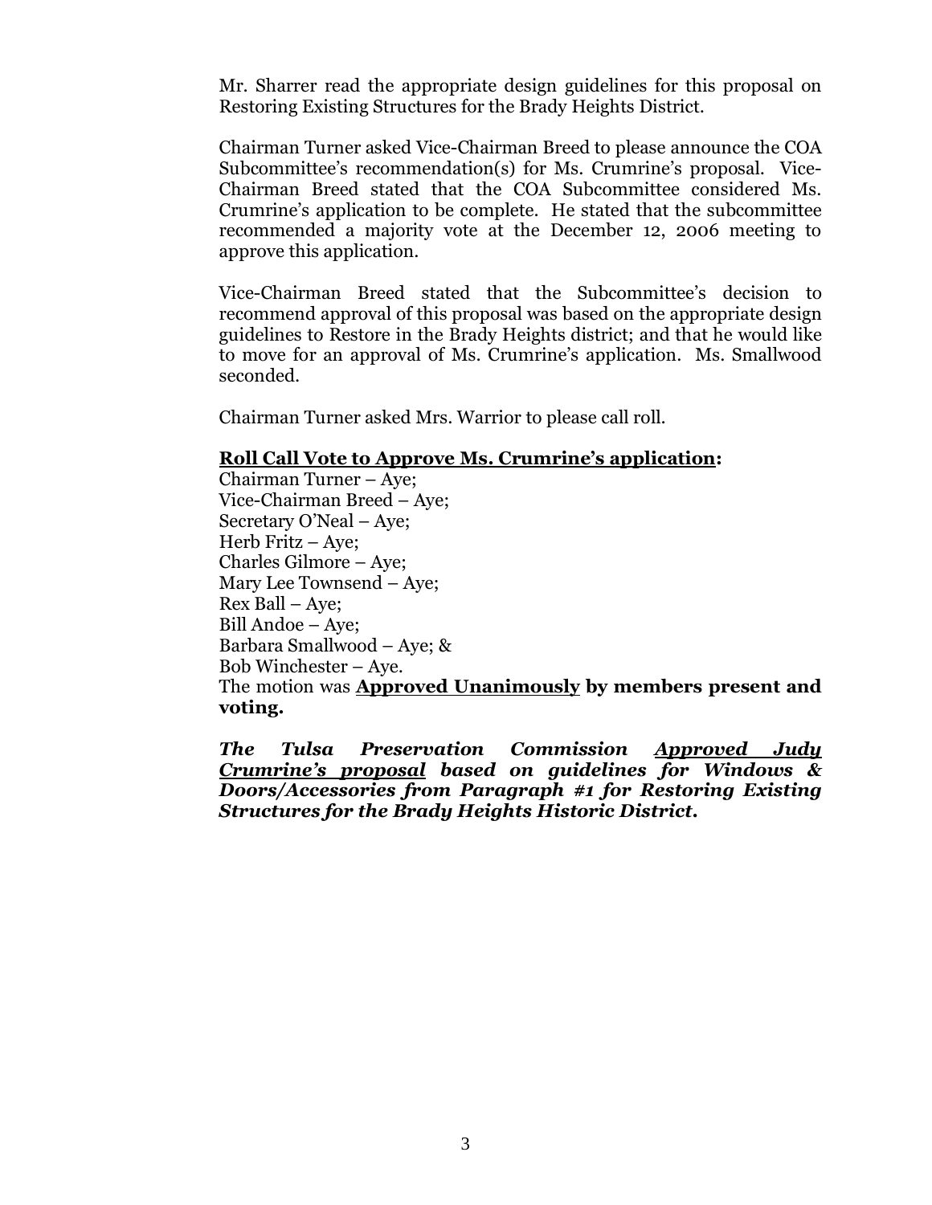Mr. Sharrer read the appropriate design guidelines for this proposal on Restoring Existing Structures for the Brady Heights District.

Chairman Turner asked Vice-Chairman Breed to please announce the COA Subcommittee's recommendation(s) for Ms. Crumrine's proposal. Vice-Chairman Breed stated that the COA Subcommittee considered Ms. Crumrine's application to be complete. He stated that the subcommittee recommended a majority vote at the December 12, 2006 meeting to approve this application.

Vice-Chairman Breed stated that the Subcommittee's decision to recommend approval of this proposal was based on the appropriate design guidelines to Restore in the Brady Heights district; and that he would like to move for an approval of Ms. Crumrine's application. Ms. Smallwood seconded.

Chairman Turner asked Mrs. Warrior to please call roll.

**<u>Roll Call Vote to Approve Ms. Crumrine's application</u>:**
Chairman Turner – Aye;
Vice-Chairman Breed – Aye;
Secretary O'Neal – Aye;
Herb Fritz – Aye;
Charles Gilmore – Aye;
Mary Lee Townsend – Aye;
Rex Ball – Aye;
Bill Andoe – Aye;
Barbara Smallwood – Aye; &
Bob Winchester – Aye.
The motion was **<u>Approved Unanimously</u> by members present and voting.**

***The Tulsa Preservation Commission <u>Approved Judy Crumrine's proposal</u> based on guidelines for Windows & Doors/Accessories from Paragraph #1 for Restoring Existing Structures for the Brady Heights Historic District.***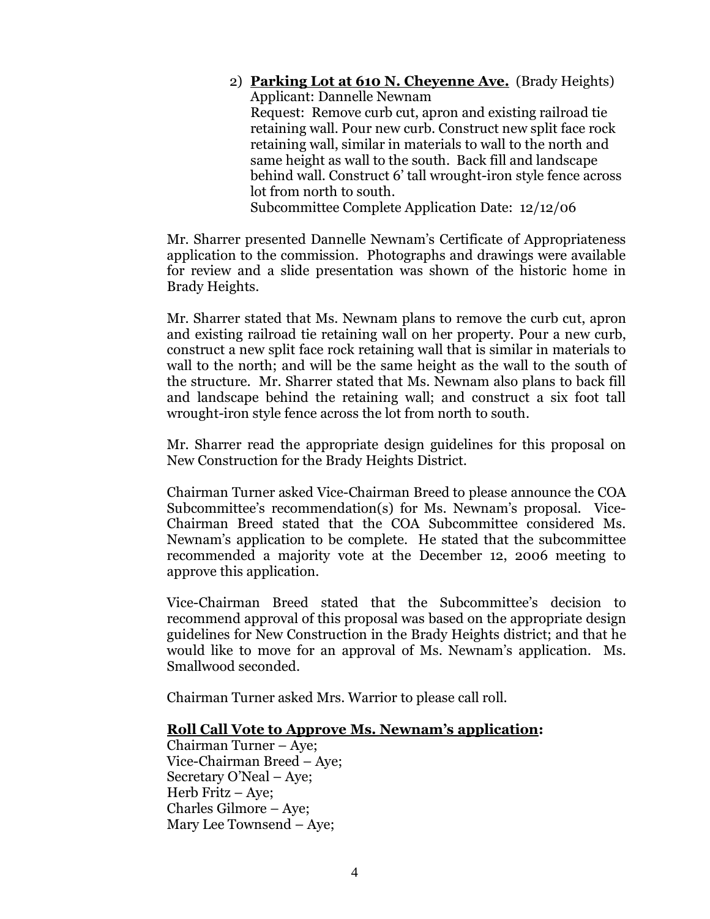2) **Parking Lot at 610 N. Cheyenne Ave.** (Brady Heights)
Applicant: Dannelle Newnam
Request: Remove curb cut, apron and existing railroad tie retaining wall. Pour new curb. Construct new split face rock retaining wall, similar in materials to wall to the north and same height as wall to the south. Back fill and landscape behind wall. Construct 6' tall wrought-iron style fence across lot from north to south.
Subcommittee Complete Application Date: 12/12/06

Mr. Sharrer presented Dannelle Newnam's Certificate of Appropriateness application to the commission. Photographs and drawings were available for review and a slide presentation was shown of the historic home in Brady Heights.

Mr. Sharrer stated that Ms. Newnam plans to remove the curb cut, apron and existing railroad tie retaining wall on her property. Pour a new curb, construct a new split face rock retaining wall that is similar in materials to wall to the north; and will be the same height as the wall to the south of the structure. Mr. Sharrer stated that Ms. Newnam also plans to back fill and landscape behind the retaining wall; and construct a six foot tall wrought-iron style fence across the lot from north to south.

Mr. Sharrer read the appropriate design guidelines for this proposal on New Construction for the Brady Heights District.

Chairman Turner asked Vice-Chairman Breed to please announce the COA Subcommittee's recommendation(s) for Ms. Newnam's proposal. Vice-Chairman Breed stated that the COA Subcommittee considered Ms. Newnam's application to be complete. He stated that the subcommittee recommended a majority vote at the December 12, 2006 meeting to approve this application.

Vice-Chairman Breed stated that the Subcommittee's decision to recommend approval of this proposal was based on the appropriate design guidelines for New Construction in the Brady Heights district; and that he would like to move for an approval of Ms. Newnam's application. Ms. Smallwood seconded.

Chairman Turner asked Mrs. Warrior to please call roll.

**Roll Call Vote to Approve Ms. Newnam's application:**
Chairman Turner – Aye;
Vice-Chairman Breed – Aye;
Secretary O'Neal – Aye;
Herb Fritz – Aye;
Charles Gilmore – Aye;
Mary Lee Townsend – Aye;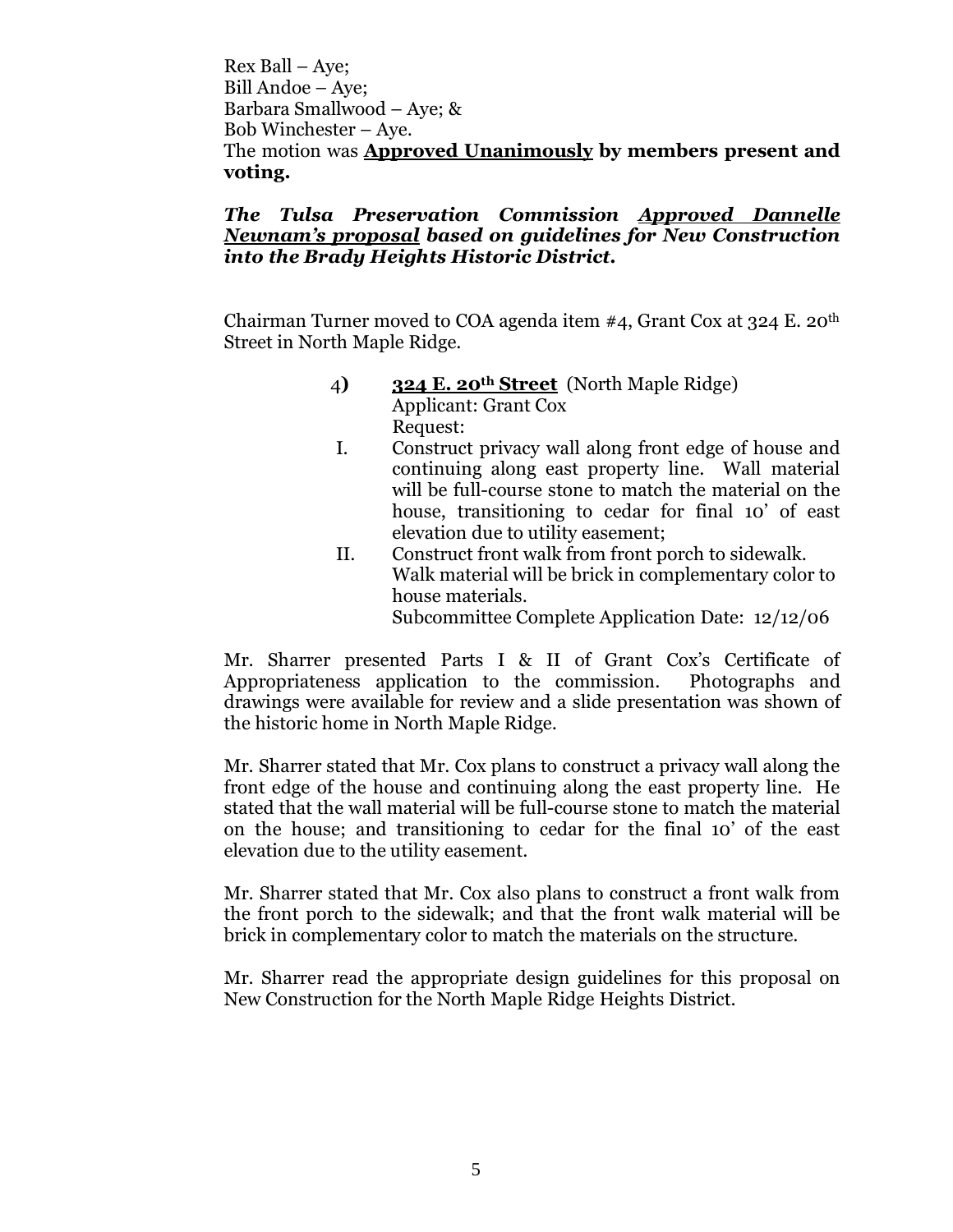Rex Ball – Aye;
Bill Andoe – Aye;
Barbara Smallwood – Aye; &
Bob Winchester – Aye.
The motion was **<u>Approved Unanimously</u> by members present and voting.**

***The Tulsa Preservation Commission <u>Approved Dannelle Newnam's proposal</u> based on guidelines for New Construction into the Brady Heights Historic District.***

Chairman Turner moved to COA agenda item #4, Grant Cox at 324 E. 20th Street in North Maple Ridge.

4**)** **<u>324 E. 20th Street</u>** (North Maple Ridge)
Applicant: Grant Cox
Request:

I. Construct privacy wall along front edge of house and continuing along east property line. Wall material will be full-course stone to match the material on the house, transitioning to cedar for final 10' of east elevation due to utility easement;

II. Construct front walk from front porch to sidewalk. Walk material will be brick in complementary color to house materials.
Subcommittee Complete Application Date: 12/12/06

Mr. Sharrer presented Parts I & II of Grant Cox's Certificate of Appropriateness application to the commission. Photographs and drawings were available for review and a slide presentation was shown of the historic home in North Maple Ridge.

Mr. Sharrer stated that Mr. Cox plans to construct a privacy wall along the front edge of the house and continuing along the east property line. He stated that the wall material will be full-course stone to match the material on the house; and transitioning to cedar for the final 10' of the east elevation due to the utility easement.

Mr. Sharrer stated that Mr. Cox also plans to construct a front walk from the front porch to the sidewalk; and that the front walk material will be brick in complementary color to match the materials on the structure.

Mr. Sharrer read the appropriate design guidelines for this proposal on New Construction for the North Maple Ridge Heights District.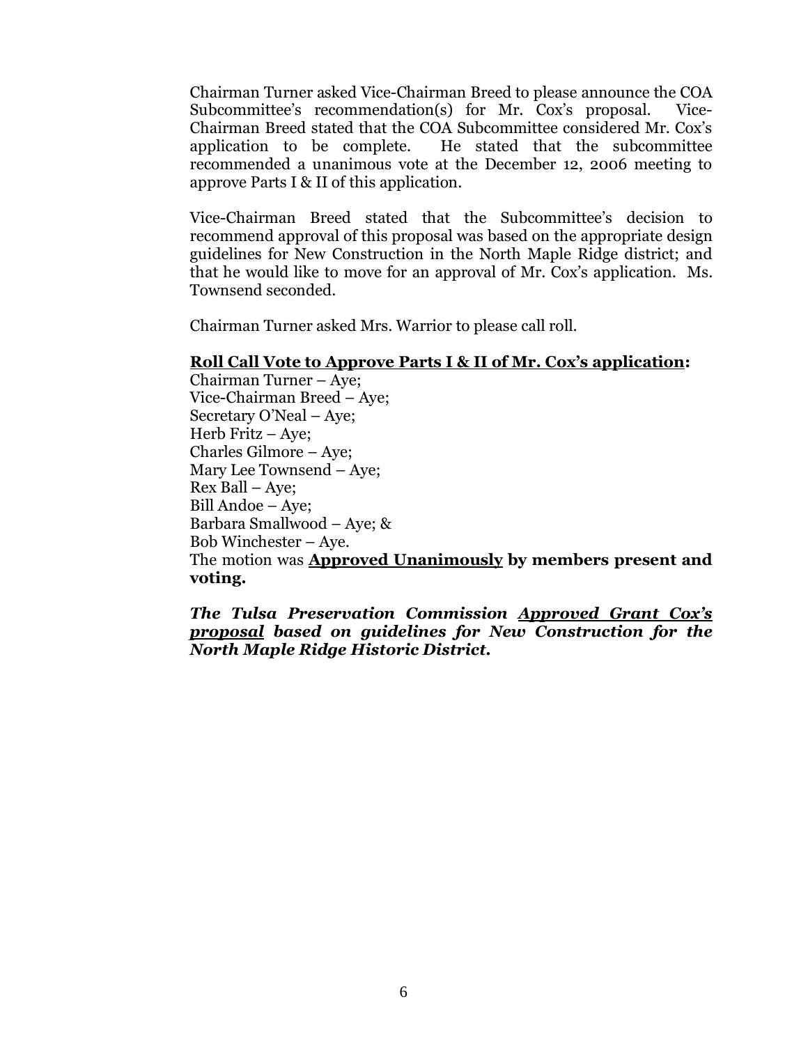Chairman Turner asked Vice-Chairman Breed to please announce the COA Subcommittee's recommendation(s) for Mr. Cox's proposal. Vice-Chairman Breed stated that the COA Subcommittee considered Mr. Cox's application to be complete. He stated that the subcommittee recommended a unanimous vote at the December 12, 2006 meeting to approve Parts I & II of this application.

Vice-Chairman Breed stated that the Subcommittee's decision to recommend approval of this proposal was based on the appropriate design guidelines for New Construction in the North Maple Ridge district; and that he would like to move for an approval of Mr. Cox's application. Ms. Townsend seconded.

Chairman Turner asked Mrs. Warrior to please call roll.

**Roll Call Vote to Approve Parts I & II of Mr. Cox's application:**

Chairman Turner – Aye;
Vice-Chairman Breed – Aye;
Secretary O'Neal – Aye;
Herb Fritz – Aye;
Charles Gilmore – Aye;
Mary Lee Townsend – Aye;
Rex Ball – Aye;
Bill Andoe – Aye;
Barbara Smallwood – Aye; &
Bob Winchester – Aye.

The motion was **Approved Unanimously** by members present and voting.

***The Tulsa Preservation Commission Approved Grant Cox's proposal based on guidelines for New Construction for the North Maple Ridge Historic District.***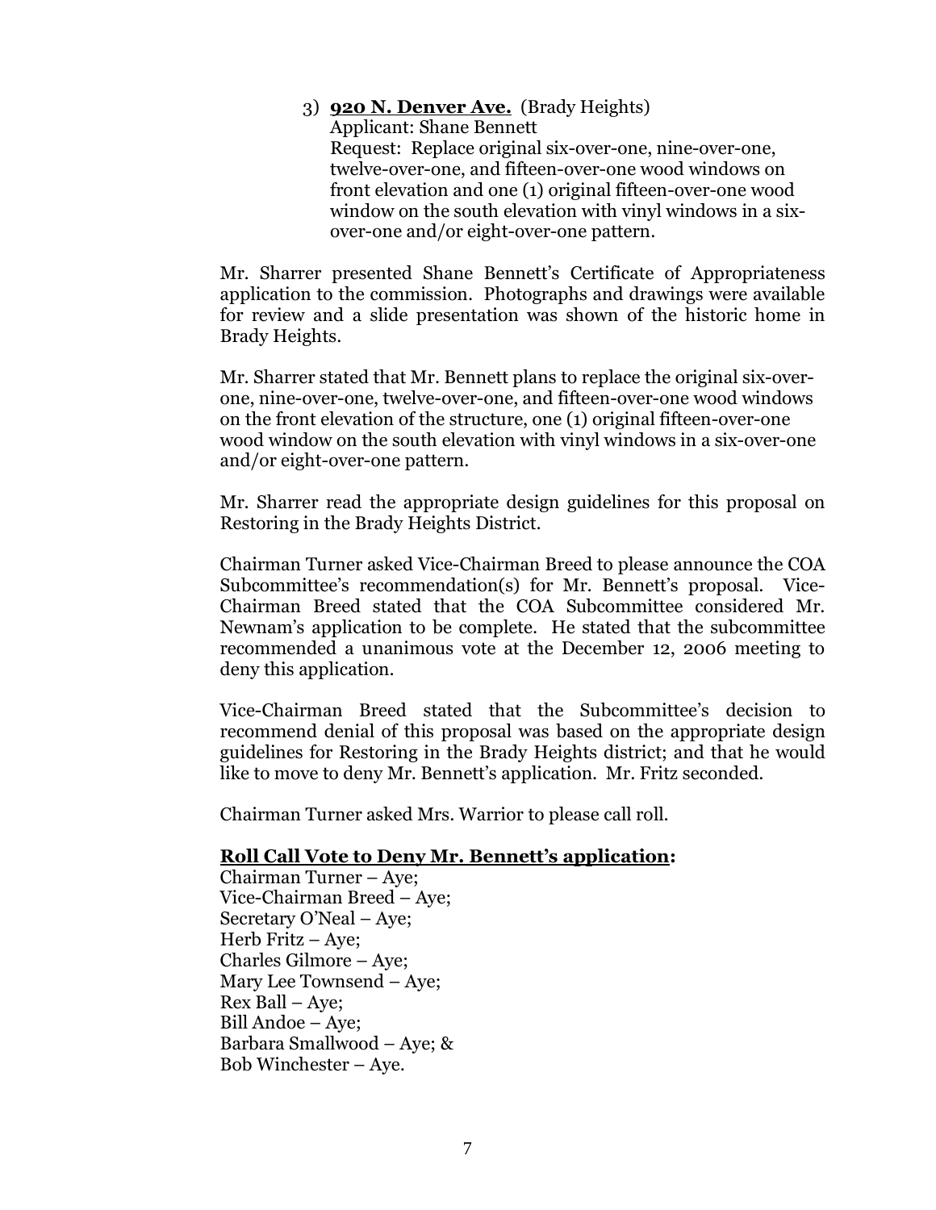3) **920 N. Denver Ave.** (Brady Heights)
Applicant: Shane Bennett
Request: Replace original six-over-one, nine-over-one, twelve-over-one, and fifteen-over-one wood windows on front elevation and one (1) original fifteen-over-one wood window on the south elevation with vinyl windows in a six-over-one and/or eight-over-one pattern.

Mr. Sharrer presented Shane Bennett's Certificate of Appropriateness application to the commission. Photographs and drawings were available for review and a slide presentation was shown of the historic home in Brady Heights.

Mr. Sharrer stated that Mr. Bennett plans to replace the original six-over-one, nine-over-one, twelve-over-one, and fifteen-over-one wood windows on the front elevation of the structure, one (1) original fifteen-over-one wood window on the south elevation with vinyl windows in a six-over-one and/or eight-over-one pattern.

Mr. Sharrer read the appropriate design guidelines for this proposal on Restoring in the Brady Heights District.

Chairman Turner asked Vice-Chairman Breed to please announce the COA Subcommittee's recommendation(s) for Mr. Bennett's proposal. Vice-Chairman Breed stated that the COA Subcommittee considered Mr. Newnam's application to be complete. He stated that the subcommittee recommended a unanimous vote at the December 12, 2006 meeting to deny this application.

Vice-Chairman Breed stated that the Subcommittee's decision to recommend denial of this proposal was based on the appropriate design guidelines for Restoring in the Brady Heights district; and that he would like to move to deny Mr. Bennett's application. Mr. Fritz seconded.

Chairman Turner asked Mrs. Warrior to please call roll.

<u>**Roll Call Vote to Deny Mr. Bennett's application**</u>:
Chairman Turner – Aye;
Vice-Chairman Breed – Aye;
Secretary O'Neal – Aye;
Herb Fritz – Aye;
Charles Gilmore – Aye;
Mary Lee Townsend – Aye;
Rex Ball – Aye;
Bill Andoe – Aye;
Barbara Smallwood – Aye; &
Bob Winchester – Aye.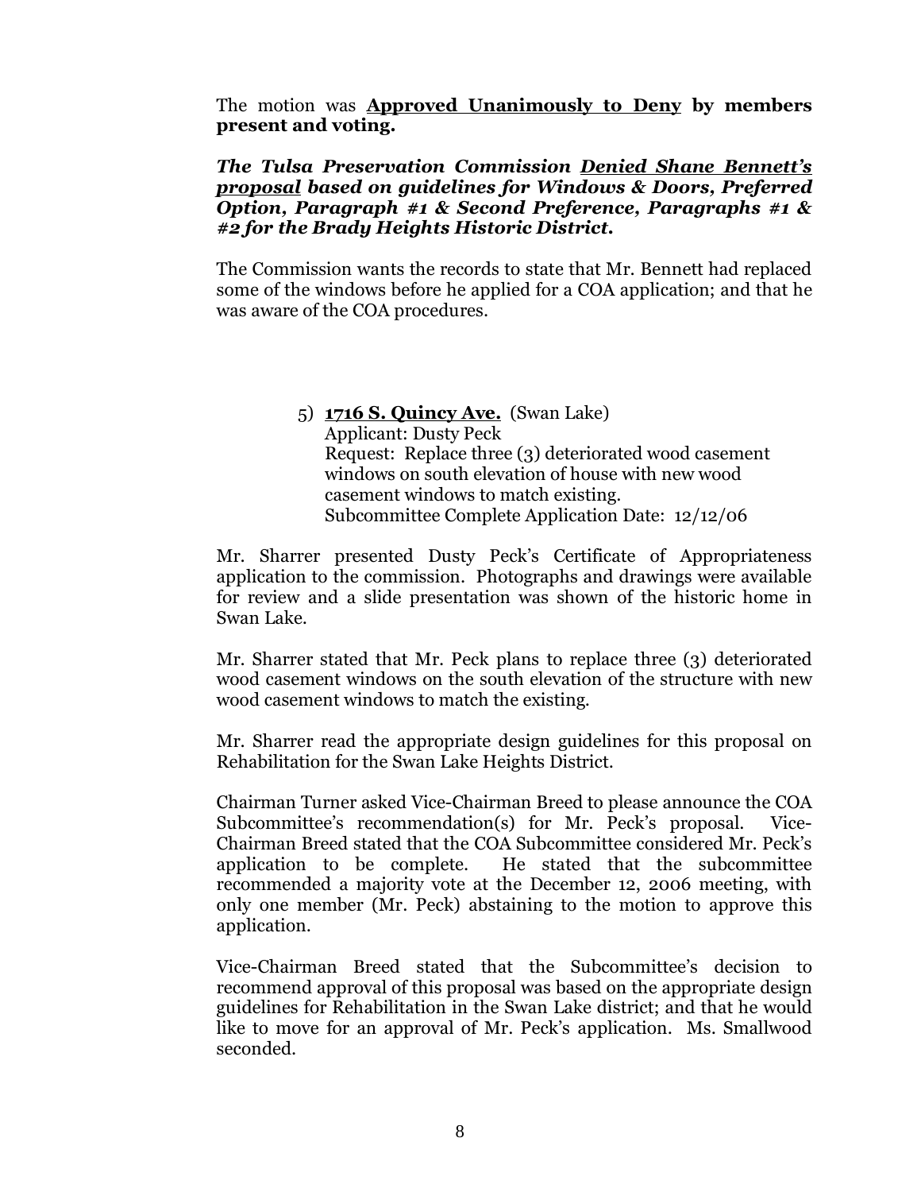The motion was **Approved Unanimously to Deny by members present and voting.**

***The Tulsa Preservation Commission Denied Shane Bennett's proposal based on guidelines for Windows & Doors, Preferred Option, Paragraph #1 & Second Preference, Paragraphs #1 & #2 for the Brady Heights Historic District.***

The Commission wants the records to state that Mr. Bennett had replaced some of the windows before he applied for a COA application; and that he was aware of the COA procedures.

5) **1716 S. Quincy Ave.** (Swan Lake)
   Applicant: Dusty Peck
   Request: Replace three (3) deteriorated wood casement windows on south elevation of house with new wood casement windows to match existing.
   Subcommittee Complete Application Date: 12/12/06

Mr. Sharrer presented Dusty Peck's Certificate of Appropriateness application to the commission. Photographs and drawings were available for review and a slide presentation was shown of the historic home in Swan Lake.

Mr. Sharrer stated that Mr. Peck plans to replace three (3) deteriorated wood casement windows on the south elevation of the structure with new wood casement windows to match the existing.

Mr. Sharrer read the appropriate design guidelines for this proposal on Rehabilitation for the Swan Lake Heights District.

Chairman Turner asked Vice-Chairman Breed to please announce the COA Subcommittee's recommendation(s) for Mr. Peck's proposal. Vice-Chairman Breed stated that the COA Subcommittee considered Mr. Peck's application to be complete. He stated that the subcommittee recommended a majority vote at the December 12, 2006 meeting, with only one member (Mr. Peck) abstaining to the motion to approve this application.

Vice-Chairman Breed stated that the Subcommittee's decision to recommend approval of this proposal was based on the appropriate design guidelines for Rehabilitation in the Swan Lake district; and that he would like to move for an approval of Mr. Peck's application. Ms. Smallwood seconded.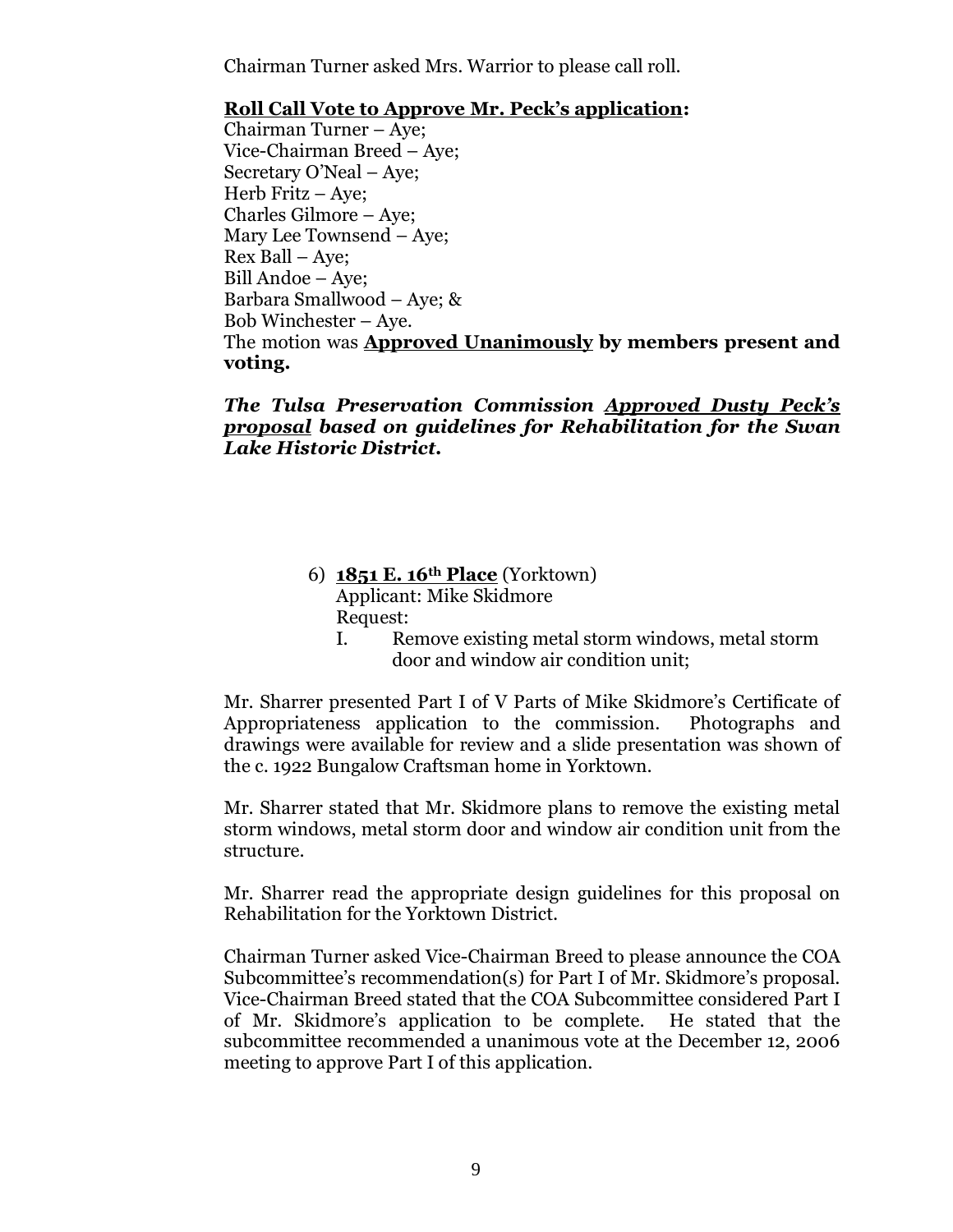Chairman Turner asked Mrs. Warrior to please call roll.

**Roll Call Vote to Approve Mr. Peck's application:**

Chairman Turner – Aye;
Vice-Chairman Breed – Aye;
Secretary O'Neal – Aye;
Herb Fritz – Aye;
Charles Gilmore – Aye;
Mary Lee Townsend – Aye;
Rex Ball – Aye;
Bill Andoe – Aye;
Barbara Smallwood – Aye; &
Bob Winchester – Aye.
The motion was **Approved Unanimously by members present and voting.**

***The Tulsa Preservation Commission Approved Dusty Peck's proposal based on guidelines for Rehabilitation for the Swan Lake Historic District.***

6) **1851 E. 16th Place** (Yorktown)
Applicant: Mike Skidmore
Request:
   I. Remove existing metal storm windows, metal storm door and window air condition unit;

Mr. Sharrer presented Part I of V Parts of Mike Skidmore's Certificate of Appropriateness application to the commission. Photographs and drawings were available for review and a slide presentation was shown of the c. 1922 Bungalow Craftsman home in Yorktown.

Mr. Sharrer stated that Mr. Skidmore plans to remove the existing metal storm windows, metal storm door and window air condition unit from the structure.

Mr. Sharrer read the appropriate design guidelines for this proposal on Rehabilitation for the Yorktown District.

Chairman Turner asked Vice-Chairman Breed to please announce the COA Subcommittee's recommendation(s) for Part I of Mr. Skidmore's proposal. Vice-Chairman Breed stated that the COA Subcommittee considered Part I of Mr. Skidmore's application to be complete. He stated that the subcommittee recommended a unanimous vote at the December 12, 2006 meeting to approve Part I of this application.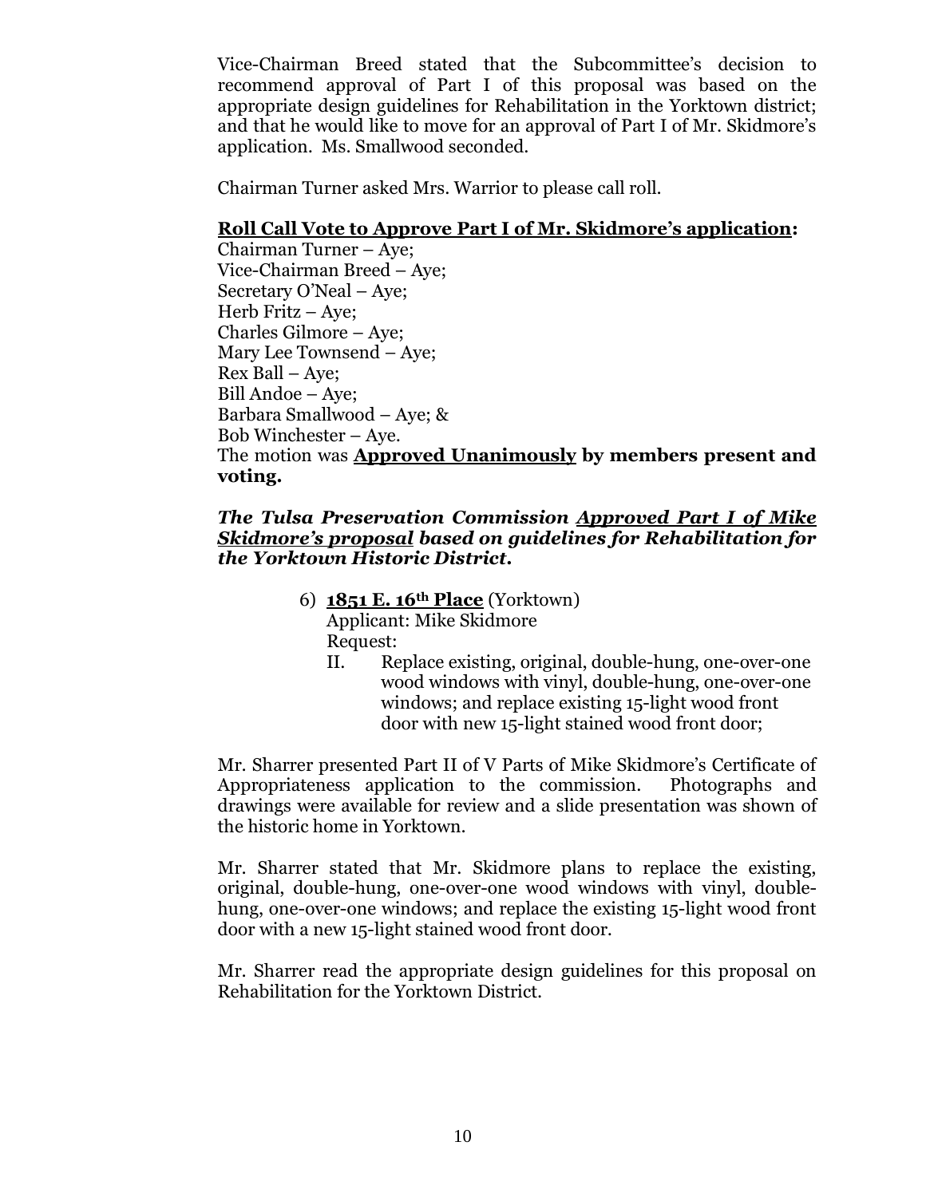Vice-Chairman Breed stated that the Subcommittee's decision to recommend approval of Part I of this proposal was based on the appropriate design guidelines for Rehabilitation in the Yorktown district; and that he would like to move for an approval of Part I of Mr. Skidmore's application. Ms. Smallwood seconded.

Chairman Turner asked Mrs. Warrior to please call roll.

**<u>Roll Call Vote to Approve Part I of Mr. Skidmore's application</u>:**
Chairman Turner – Aye;
Vice-Chairman Breed – Aye;
Secretary O'Neal – Aye;
Herb Fritz – Aye;
Charles Gilmore – Aye;
Mary Lee Townsend – Aye;
Rex Ball – Aye;
Bill Andoe – Aye;
Barbara Smallwood – Aye; &
Bob Winchester – Aye.
The motion was **<u>Approved Unanimously</u> by members present and voting.**

***The Tulsa Preservation Commission <u>Approved Part I of Mike Skidmore's proposal</u> based on guidelines for Rehabilitation for the Yorktown Historic District.***

6) **<u>1851 E. 16th Place</u>** (Yorktown)
Applicant: Mike Skidmore
Request:
II. Replace existing, original, double-hung, one-over-one wood windows with vinyl, double-hung, one-over-one windows; and replace existing 15-light wood front door with new 15-light stained wood front door;

Mr. Sharrer presented Part II of V Parts of Mike Skidmore's Certificate of Appropriateness application to the commission. Photographs and drawings were available for review and a slide presentation was shown of the historic home in Yorktown.

Mr. Sharrer stated that Mr. Skidmore plans to replace the existing, original, double-hung, one-over-one wood windows with vinyl, double-hung, one-over-one windows; and replace the existing 15-light wood front door with a new 15-light stained wood front door.

Mr. Sharrer read the appropriate design guidelines for this proposal on Rehabilitation for the Yorktown District.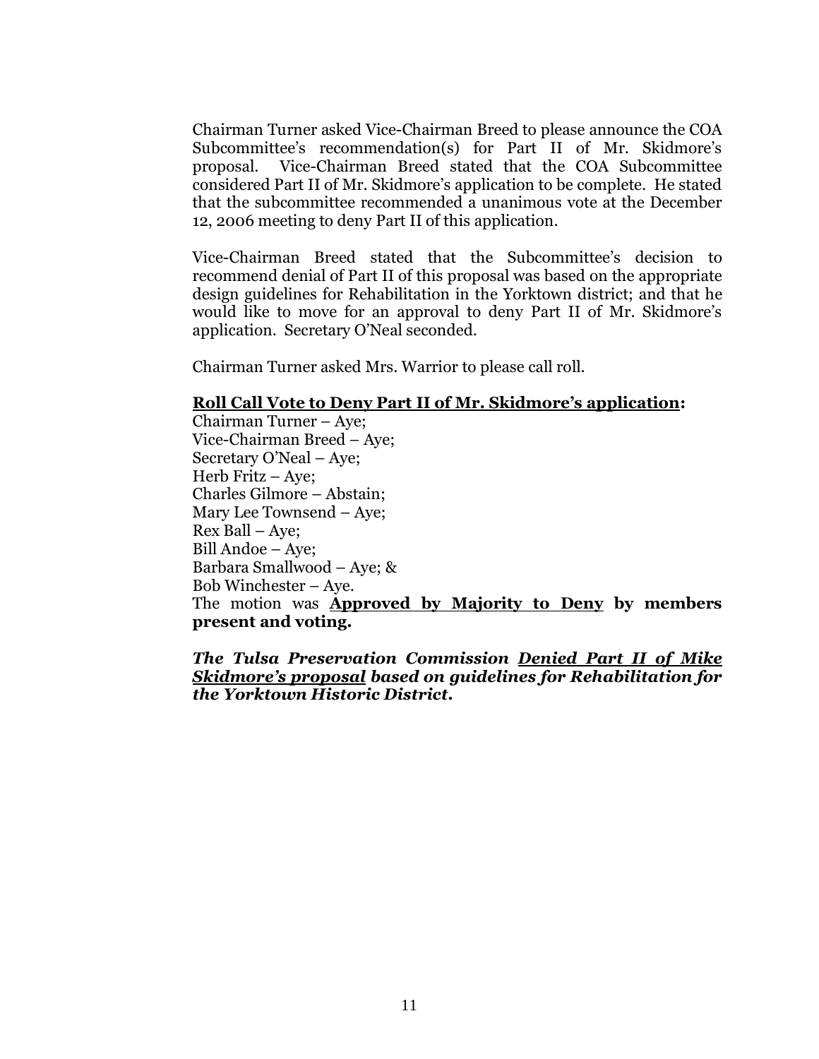Chairman Turner asked Vice-Chairman Breed to please announce the COA Subcommittee's recommendation(s) for Part II of Mr. Skidmore's proposal. Vice-Chairman Breed stated that the COA Subcommittee considered Part II of Mr. Skidmore's application to be complete. He stated that the subcommittee recommended a unanimous vote at the December 12, 2006 meeting to deny Part II of this application.

Vice-Chairman Breed stated that the Subcommittee's decision to recommend denial of Part II of this proposal was based on the appropriate design guidelines for Rehabilitation in the Yorktown district; and that he would like to move for an approval to deny Part II of Mr. Skidmore's application. Secretary O'Neal seconded.

Chairman Turner asked Mrs. Warrior to please call roll.

**<u>Roll Call Vote to Deny Part II of Mr. Skidmore's application</u>:**
Chairman Turner – Aye;
Vice-Chairman Breed – Aye;
Secretary O'Neal – Aye;
Herb Fritz – Aye;
Charles Gilmore – Abstain;
Mary Lee Townsend – Aye;
Rex Ball – Aye;
Bill Andoe – Aye;
Barbara Smallwood – Aye; &
Bob Winchester – Aye.
The motion was **<u>Approved by Majority to Deny</u> by members present and voting.**

***The Tulsa Preservation Commission <u>Denied Part II of Mike Skidmore's proposal</u> based on guidelines for Rehabilitation for the Yorktown Historic District.***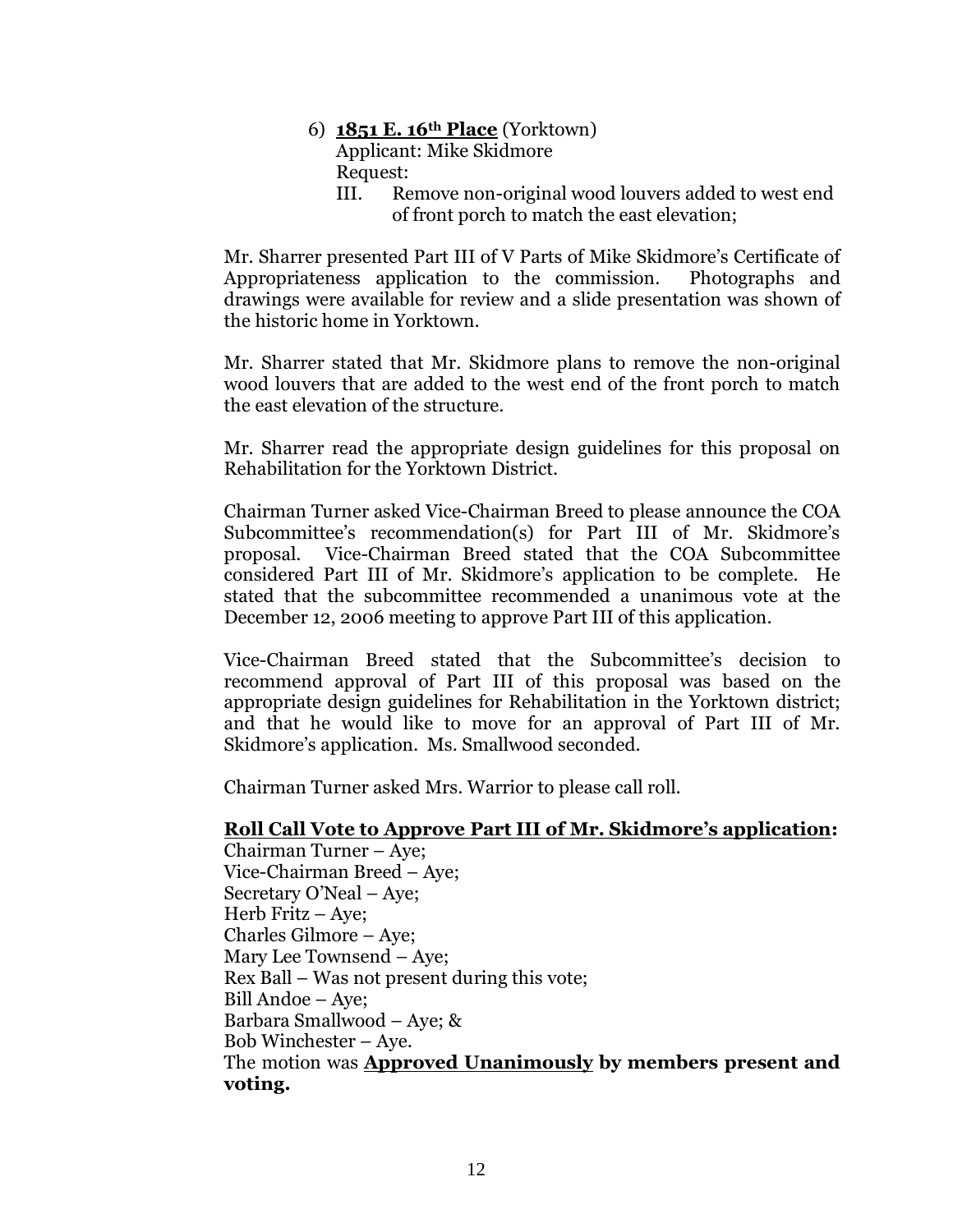6) **1851 E. 16th Place** (Yorktown)
   Applicant: Mike Skidmore
   Request:
   III. Remove non-original wood louvers added to west end of front porch to match the east elevation;

Mr. Sharrer presented Part III of V Parts of Mike Skidmore's Certificate of Appropriateness application to the commission. Photographs and drawings were available for review and a slide presentation was shown of the historic home in Yorktown.

Mr. Sharrer stated that Mr. Skidmore plans to remove the non-original wood louvers that are added to the west end of the front porch to match the east elevation of the structure.

Mr. Sharrer read the appropriate design guidelines for this proposal on Rehabilitation for the Yorktown District.

Chairman Turner asked Vice-Chairman Breed to please announce the COA Subcommittee's recommendation(s) for Part III of Mr. Skidmore's proposal. Vice-Chairman Breed stated that the COA Subcommittee considered Part III of Mr. Skidmore's application to be complete. He stated that the subcommittee recommended a unanimous vote at the December 12, 2006 meeting to approve Part III of this application.

Vice-Chairman Breed stated that the Subcommittee's decision to recommend approval of Part III of this proposal was based on the appropriate design guidelines for Rehabilitation in the Yorktown district; and that he would like to move for an approval of Part III of Mr. Skidmore's application. Ms. Smallwood seconded.

Chairman Turner asked Mrs. Warrior to please call roll.

**Roll Call Vote to Approve Part III of Mr. Skidmore's application:**
Chairman Turner – Aye;
Vice-Chairman Breed – Aye;
Secretary O'Neal – Aye;
Herb Fritz – Aye;
Charles Gilmore – Aye;
Mary Lee Townsend – Aye;
Rex Ball – Was not present during this vote;
Bill Andoe – Aye;
Barbara Smallwood – Aye; &
Bob Winchester – Aye.
The motion was **Approved Unanimously by members present and voting.**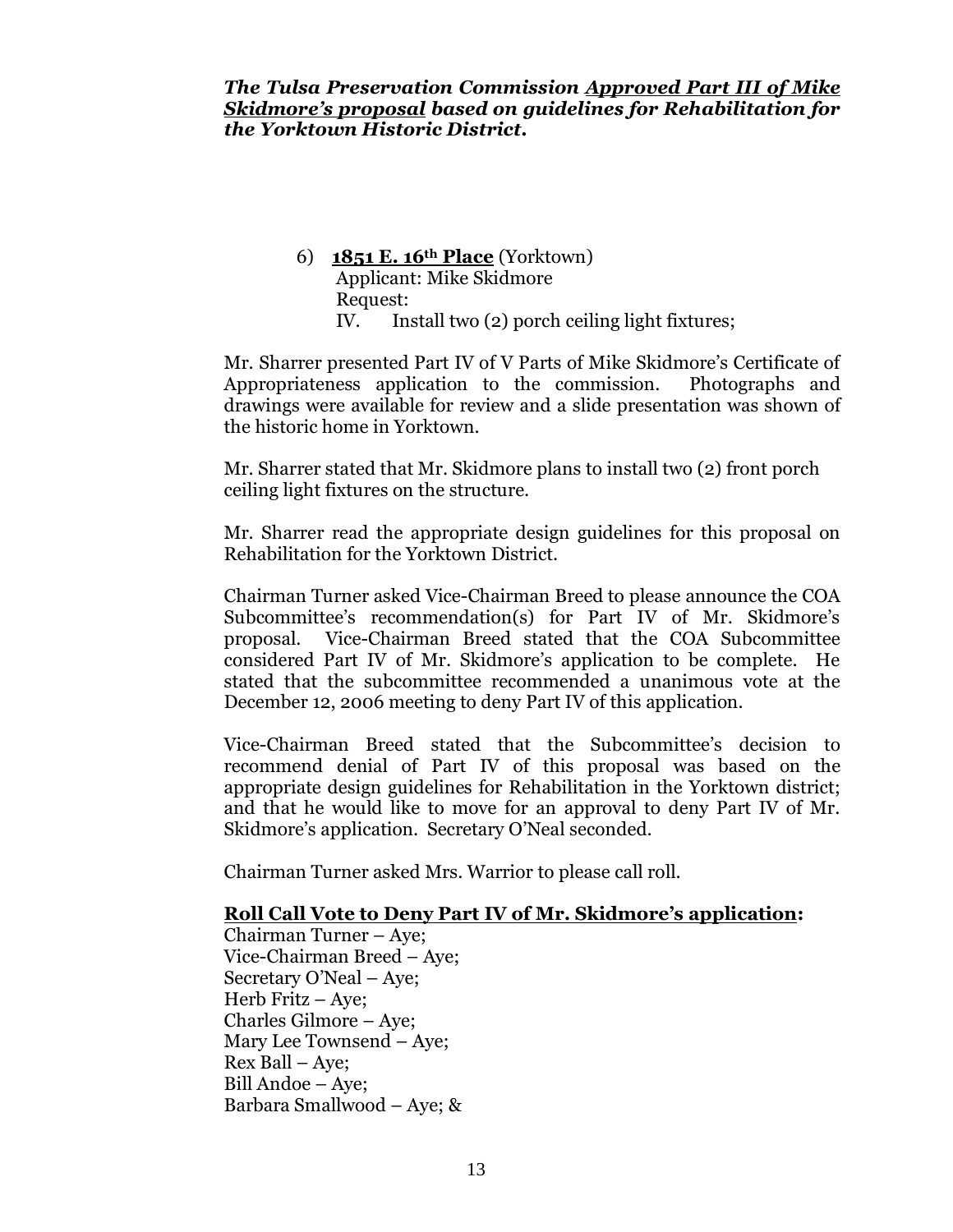***The Tulsa Preservation Commission <u>Approved Part III of Mike Skidmore's proposal</u> based on guidelines for Rehabilitation for the Yorktown Historic District.***

6) **<u>1851 E. 16th Place</u>** (Yorktown)
   Applicant: Mike Skidmore
   Request:
   IV. Install two (2) porch ceiling light fixtures;

Mr. Sharrer presented Part IV of V Parts of Mike Skidmore's Certificate of Appropriateness application to the commission. Photographs and drawings were available for review and a slide presentation was shown of the historic home in Yorktown.

Mr. Sharrer stated that Mr. Skidmore plans to install two (2) front porch ceiling light fixtures on the structure.

Mr. Sharrer read the appropriate design guidelines for this proposal on Rehabilitation for the Yorktown District.

Chairman Turner asked Vice-Chairman Breed to please announce the COA Subcommittee's recommendation(s) for Part IV of Mr. Skidmore's proposal. Vice-Chairman Breed stated that the COA Subcommittee considered Part IV of Mr. Skidmore's application to be complete. He stated that the subcommittee recommended a unanimous vote at the December 12, 2006 meeting to deny Part IV of this application.

Vice-Chairman Breed stated that the Subcommittee's decision to recommend denial of Part IV of this proposal was based on the appropriate design guidelines for Rehabilitation in the Yorktown district; and that he would like to move for an approval to deny Part IV of Mr. Skidmore's application. Secretary O'Neal seconded.

Chairman Turner asked Mrs. Warrior to please call roll.

**<u>Roll Call Vote to Deny Part IV of Mr. Skidmore's application</u>:**

Chairman Turner – Aye;
Vice-Chairman Breed – Aye;
Secretary O'Neal – Aye;
Herb Fritz – Aye;
Charles Gilmore – Aye;
Mary Lee Townsend – Aye;
Rex Ball – Aye;
Bill Andoe – Aye;
Barbara Smallwood – Aye; &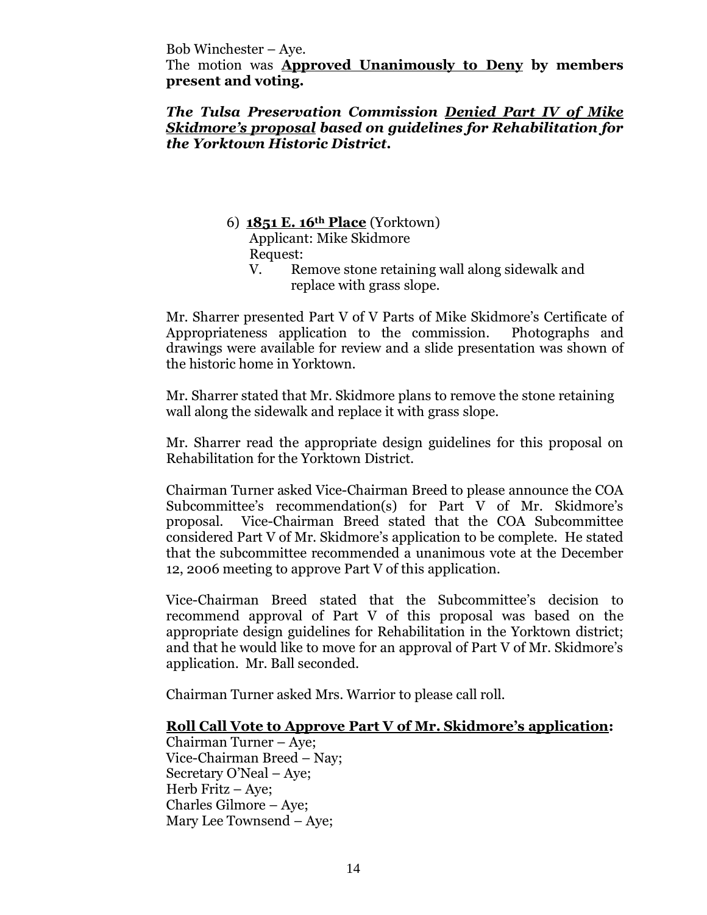Bob Winchester – Aye.

The motion was **Approved Unanimously to Deny by members present and voting.**

***The Tulsa Preservation Commission Denied Part IV of Mike Skidmore's proposal based on guidelines for Rehabilitation for the Yorktown Historic District.***

6) **1851 E. 16th Place** (Yorktown)
Applicant: Mike Skidmore
Request:
V. Remove stone retaining wall along sidewalk and replace with grass slope.

Mr. Sharrer presented Part V of V Parts of Mike Skidmore's Certificate of Appropriateness application to the commission. Photographs and drawings were available for review and a slide presentation was shown of the historic home in Yorktown.

Mr. Sharrer stated that Mr. Skidmore plans to remove the stone retaining wall along the sidewalk and replace it with grass slope.

Mr. Sharrer read the appropriate design guidelines for this proposal on Rehabilitation for the Yorktown District.

Chairman Turner asked Vice-Chairman Breed to please announce the COA Subcommittee's recommendation(s) for Part V of Mr. Skidmore's proposal. Vice-Chairman Breed stated that the COA Subcommittee considered Part V of Mr. Skidmore's application to be complete. He stated that the subcommittee recommended a unanimous vote at the December 12, 2006 meeting to approve Part V of this application.

Vice-Chairman Breed stated that the Subcommittee's decision to recommend approval of Part V of this proposal was based on the appropriate design guidelines for Rehabilitation in the Yorktown district; and that he would like to move for an approval of Part V of Mr. Skidmore's application. Mr. Ball seconded.

Chairman Turner asked Mrs. Warrior to please call roll.

**Roll Call Vote to Approve Part V of Mr. Skidmore's application:**

Chairman Turner – Aye;
Vice-Chairman Breed – Nay;
Secretary O'Neal – Aye;
Herb Fritz – Aye;
Charles Gilmore – Aye;
Mary Lee Townsend – Aye;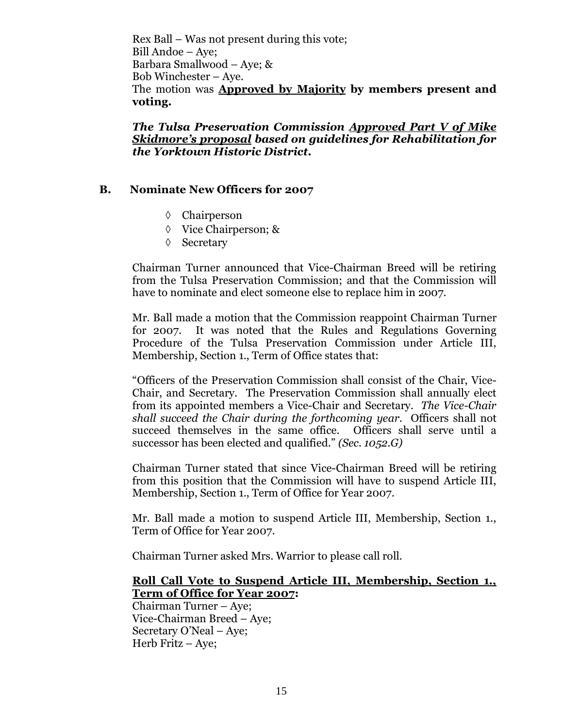Rex Ball – Was not present during this vote;
Bill Andoe – Aye;
Barbara Smallwood – Aye; &
Bob Winchester – Aye.
The motion was **Approved by Majority** **by members present and voting.**

***The Tulsa Preservation Commission <u>Approved Part V of Mike Skidmore's proposal</u> based on guidelines for Rehabilitation for the Yorktown Historic District.***

### B. Nominate New Officers for 2007

- ◊ Chairperson
- ◊ Vice Chairperson; &
- ◊ Secretary

Chairman Turner announced that Vice-Chairman Breed will be retiring from the Tulsa Preservation Commission; and that the Commission will have to nominate and elect someone else to replace him in 2007.

Mr. Ball made a motion that the Commission reappoint Chairman Turner for 2007. It was noted that the Rules and Regulations Governing Procedure of the Tulsa Preservation Commission under Article III, Membership, Section 1., Term of Office states that:

"Officers of the Preservation Commission shall consist of the Chair, Vice-Chair, and Secretary. The Preservation Commission shall annually elect from its appointed members a Vice-Chair and Secretary. *The Vice-Chair shall succeed the Chair during the forthcoming year*. Officers shall not succeed themselves in the same office. Officers shall serve until a successor has been elected and qualified." *(Sec. 1052.G)*

Chairman Turner stated that since Vice-Chairman Breed will be retiring from this position that the Commission will have to suspend Article III, Membership, Section 1., Term of Office for Year 2007.

Mr. Ball made a motion to suspend Article III, Membership, Section 1., Term of Office for Year 2007.

Chairman Turner asked Mrs. Warrior to please call roll.

**<u>Roll Call Vote to Suspend Article III, Membership, Section 1., Term of Office for Year 2007</u>:**
Chairman Turner – Aye;
Vice-Chairman Breed – Aye;
Secretary O'Neal – Aye;
Herb Fritz – Aye;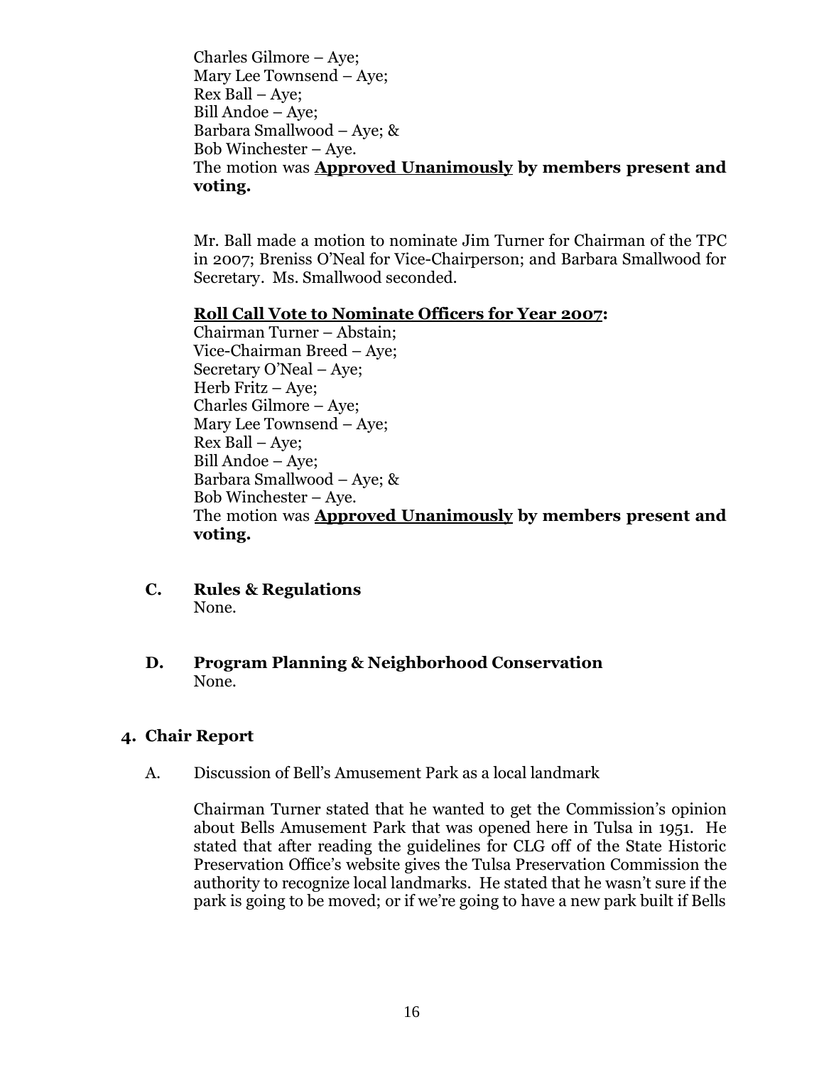Charles Gilmore – Aye;
Mary Lee Townsend – Aye;
Rex Ball – Aye;
Bill Andoe – Aye;
Barbara Smallwood – Aye; &
Bob Winchester – Aye.
The motion was **<u>Approved Unanimously</u> by members present and voting.**

Mr. Ball made a motion to nominate Jim Turner for Chairman of the TPC in 2007; Breniss O'Neal for Vice-Chairperson; and Barbara Smallwood for Secretary. Ms. Smallwood seconded.

**<u>Roll Call Vote to Nominate Officers for Year 2007</u>:**
Chairman Turner – Abstain;
Vice-Chairman Breed – Aye;
Secretary O'Neal – Aye;
Herb Fritz – Aye;
Charles Gilmore – Aye;
Mary Lee Townsend – Aye;
Rex Ball – Aye;
Bill Andoe – Aye;
Barbara Smallwood – Aye; &
Bob Winchester – Aye.
The motion was **<u>Approved Unanimously</u> by members present and voting.**

**C. Rules & Regulations**
None.

**D. Program Planning & Neighborhood Conservation**
None.

## 4. Chair Report

A. Discussion of Bell's Amusement Park as a local landmark

Chairman Turner stated that he wanted to get the Commission's opinion about Bells Amusement Park that was opened here in Tulsa in 1951. He stated that after reading the guidelines for CLG off of the State Historic Preservation Office's website gives the Tulsa Preservation Commission the authority to recognize local landmarks. He stated that he wasn't sure if the park is going to be moved; or if we're going to have a new park built if Bells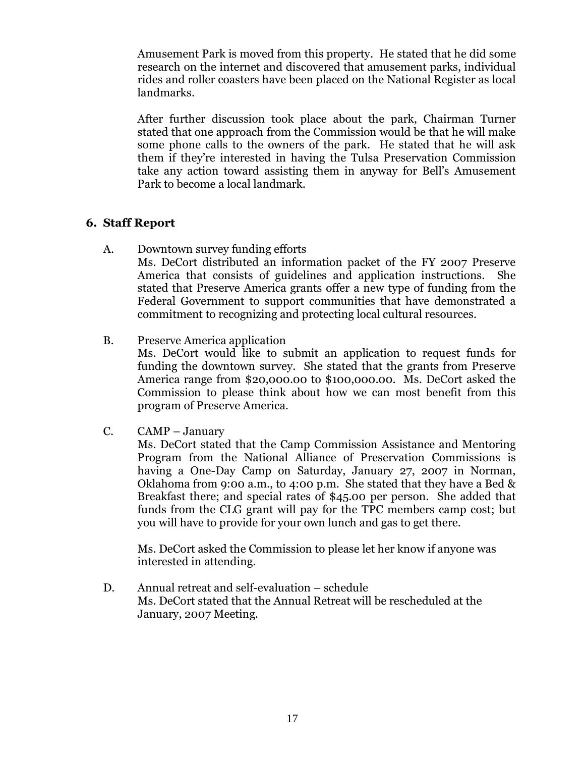Amusement Park is moved from this property. He stated that he did some research on the internet and discovered that amusement parks, individual rides and roller coasters have been placed on the National Register as local landmarks.

After further discussion took place about the park, Chairman Turner stated that one approach from the Commission would be that he will make some phone calls to the owners of the park. He stated that he will ask them if they're interested in having the Tulsa Preservation Commission take any action toward assisting them in anyway for Bell's Amusement Park to become a local landmark.

## 6. Staff Report

A. Downtown survey funding efforts
Ms. DeCort distributed an information packet of the FY 2007 Preserve America that consists of guidelines and application instructions. She stated that Preserve America grants offer a new type of funding from the Federal Government to support communities that have demonstrated a commitment to recognizing and protecting local cultural resources.

B. Preserve America application
Ms. DeCort would like to submit an application to request funds for funding the downtown survey. She stated that the grants from Preserve America range from $20,000.00 to $100,000.00. Ms. DeCort asked the Commission to please think about how we can most benefit from this program of Preserve America.

C. CAMP – January
Ms. DeCort stated that the Camp Commission Assistance and Mentoring Program from the National Alliance of Preservation Commissions is having a One-Day Camp on Saturday, January 27, 2007 in Norman, Oklahoma from 9:00 a.m., to 4:00 p.m. She stated that they have a Bed & Breakfast there; and special rates of $45.00 per person. She added that funds from the CLG grant will pay for the TPC members camp cost; but you will have to provide for your own lunch and gas to get there.

Ms. DeCort asked the Commission to please let her know if anyone was interested in attending.

D. Annual retreat and self-evaluation – schedule
Ms. DeCort stated that the Annual Retreat will be rescheduled at the January, 2007 Meeting.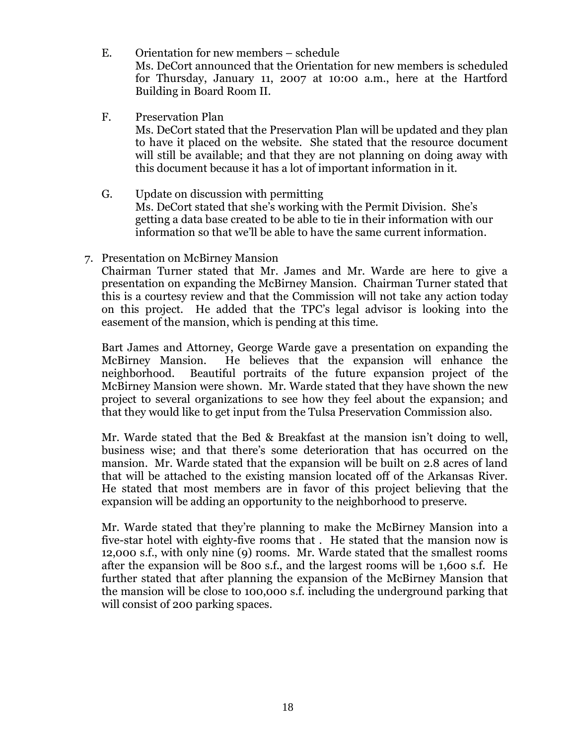E. Orientation for new members – schedule
   Ms. DeCort announced that the Orientation for new members is scheduled for Thursday, January 11, 2007 at 10:00 a.m., here at the Hartford Building in Board Room II.

F. Preservation Plan
   Ms. DeCort stated that the Preservation Plan will be updated and they plan to have it placed on the website. She stated that the resource document will still be available; and that they are not planning on doing away with this document because it has a lot of important information in it.

G. Update on discussion with permitting
   Ms. DeCort stated that she's working with the Permit Division. She's getting a data base created to be able to tie in their information with our information so that we'll be able to have the same current information.

7. Presentation on McBirney Mansion

   Chairman Turner stated that Mr. James and Mr. Warde are here to give a presentation on expanding the McBirney Mansion. Chairman Turner stated that this is a courtesy review and that the Commission will not take any action today on this project. He added that the TPC's legal advisor is looking into the easement of the mansion, which is pending at this time.

   Bart James and Attorney, George Warde gave a presentation on expanding the McBirney Mansion. He believes that the expansion will enhance the neighborhood. Beautiful portraits of the future expansion project of the McBirney Mansion were shown. Mr. Warde stated that they have shown the new project to several organizations to see how they feel about the expansion; and that they would like to get input from the Tulsa Preservation Commission also.

   Mr. Warde stated that the Bed & Breakfast at the mansion isn't doing to well, business wise; and that there's some deterioration that has occurred on the mansion. Mr. Warde stated that the expansion will be built on 2.8 acres of land that will be attached to the existing mansion located off of the Arkansas River. He stated that most members are in favor of this project believing that the expansion will be adding an opportunity to the neighborhood to preserve.

   Mr. Warde stated that they're planning to make the McBirney Mansion into a five-star hotel with eighty-five rooms that . He stated that the mansion now is 12,000 s.f., with only nine (9) rooms. Mr. Warde stated that the smallest rooms after the expansion will be 800 s.f., and the largest rooms will be 1,600 s.f. He further stated that after planning the expansion of the McBirney Mansion that the mansion will be close to 100,000 s.f. including the underground parking that will consist of 200 parking spaces.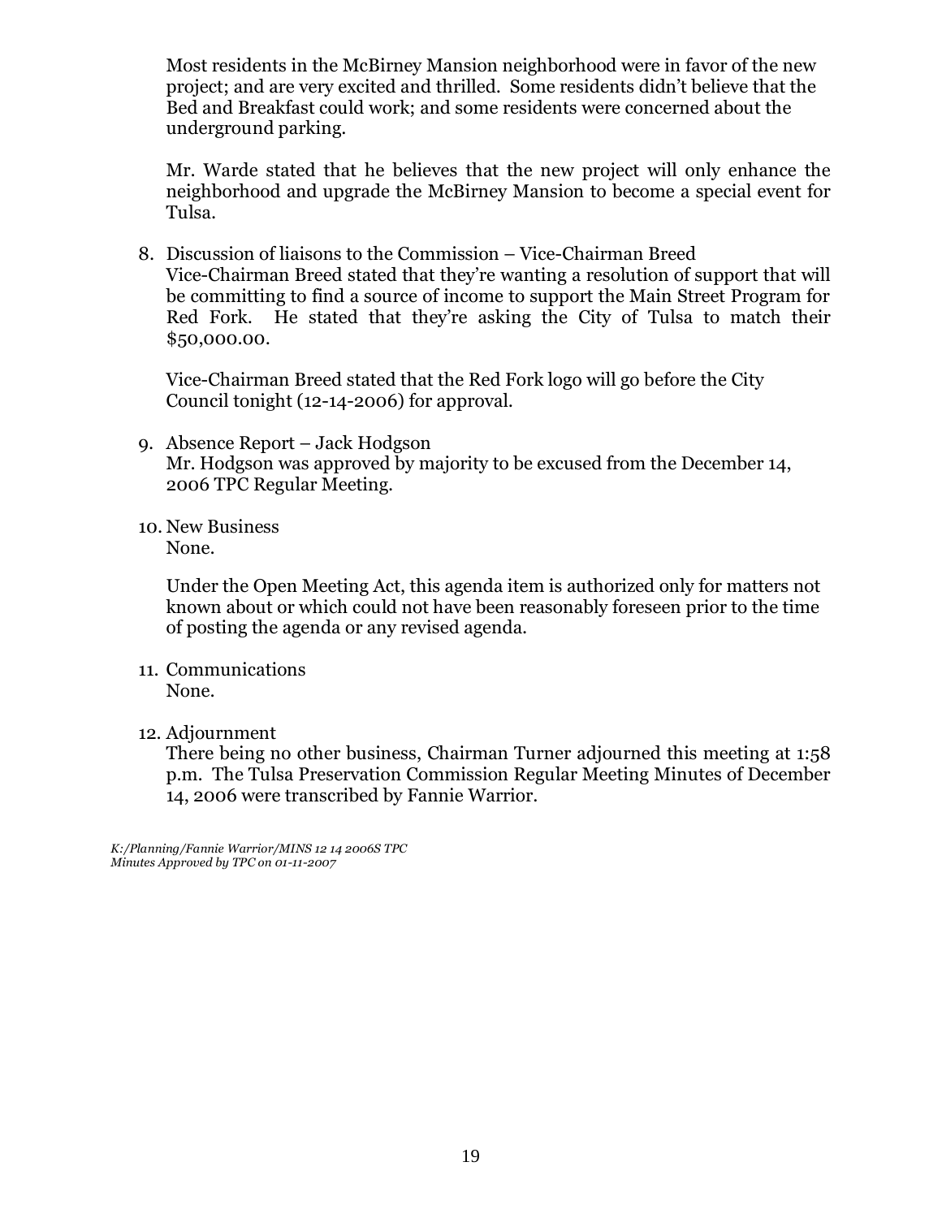Most residents in the McBirney Mansion neighborhood were in favor of the new project; and are very excited and thrilled. Some residents didn't believe that the Bed and Breakfast could work; and some residents were concerned about the underground parking.

Mr. Warde stated that he believes that the new project will only enhance the neighborhood and upgrade the McBirney Mansion to become a special event for Tulsa.

8. Discussion of liaisons to the Commission – Vice-Chairman Breed
   Vice-Chairman Breed stated that they're wanting a resolution of support that will be committing to find a source of income to support the Main Street Program for Red Fork. He stated that they're asking the City of Tulsa to match their $50,000.00.

   Vice-Chairman Breed stated that the Red Fork logo will go before the City Council tonight (12-14-2006) for approval.

9. Absence Report – Jack Hodgson
   Mr. Hodgson was approved by majority to be excused from the December 14, 2006 TPC Regular Meeting.

10. New Business
    None.

    Under the Open Meeting Act, this agenda item is authorized only for matters not known about or which could not have been reasonably foreseen prior to the time of posting the agenda or any revised agenda.

11. Communications
    None.

12. Adjournment
    There being no other business, Chairman Turner adjourned this meeting at 1:58 p.m. The Tulsa Preservation Commission Regular Meeting Minutes of December 14, 2006 were transcribed by Fannie Warrior.

*K:/Planning/Fannie Warrior/MINS 12 14 2006S TPC*
*Minutes Approved by TPC on 01-11-2007*